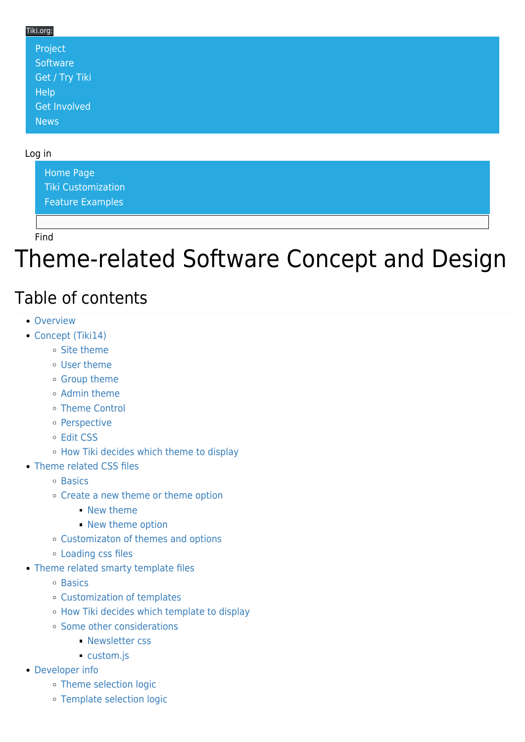Tiki.org:

- Project
- Software
- Get / Try Tiki
- Help
- Get Involved
- News

Log in

- Home Page
- Tiki Customization
- Feature Examples

Find

# Theme-related Software Concept and Design

## Table of contents

- Overview
- Concept (Tiki14)
  - Site theme
  - User theme
  - Group theme
  - Admin theme
  - Theme Control
  - Perspective
  - Edit CSS
  - How Tiki decides which theme to display
- Theme related CSS files
  - Basics
  - Create a new theme or theme option
    - New theme
    - New theme option
  - Customizaton of themes and options
  - Loading css files
- Theme related smarty template files
  - Basics
  - Customization of templates
  - How Tiki decides which template to display
  - Some other considerations
    - Newsletter css
    - custom.js
- Developer info
  - Theme selection logic
  - Template selection logic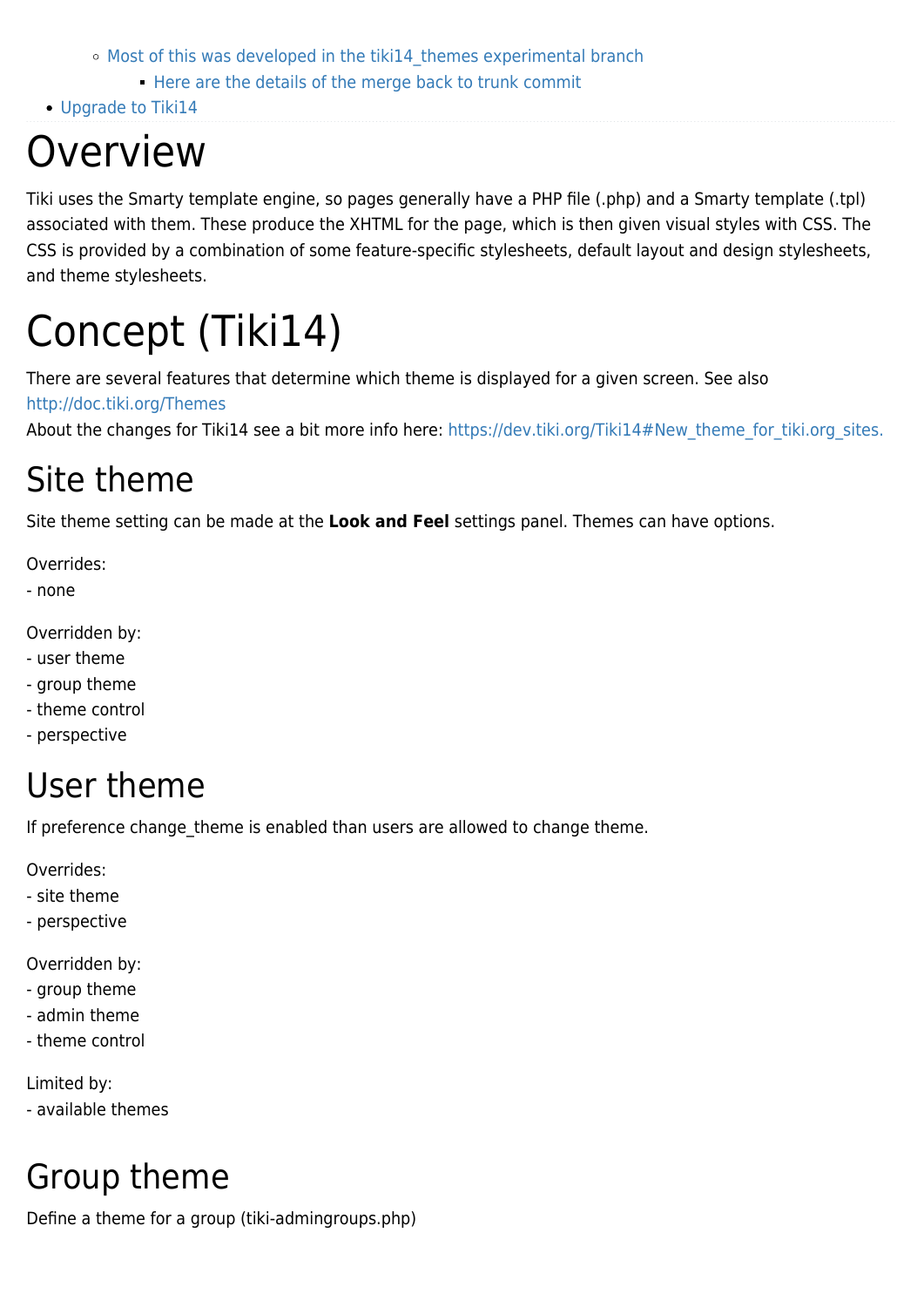- Most of this was developed in the tiki14_themes experimental branch
        - Here are the details of the merge back to trunk commit
- Upgrade to Tiki14

# Overview

Tiki uses the Smarty template engine, so pages generally have a PHP file (.php) and a Smarty template (.tpl) associated with them. These produce the XHTML for the page, which is then given visual styles with CSS. The CSS is provided by a combination of some feature-specific stylesheets, default layout and design stylesheets, and theme stylesheets.

# Concept (Tiki14)

There are several features that determine which theme is displayed for a given screen. See also http://doc.tiki.org/Themes
About the changes for Tiki14 see a bit more info here: https://dev.tiki.org/Tiki14#New_theme_for_tiki.org_sites.

## Site theme

Site theme setting can be made at the **Look and Feel** settings panel. Themes can have options.

Overrides:
- none

Overridden by:
- user theme
- group theme
- theme control
- perspective

## User theme

If preference change_theme is enabled than users are allowed to change theme.

Overrides:
- site theme
- perspective

Overridden by:
- group theme
- admin theme
- theme control

Limited by:
- available themes

## Group theme

Define a theme for a group (tiki-admingroups.php)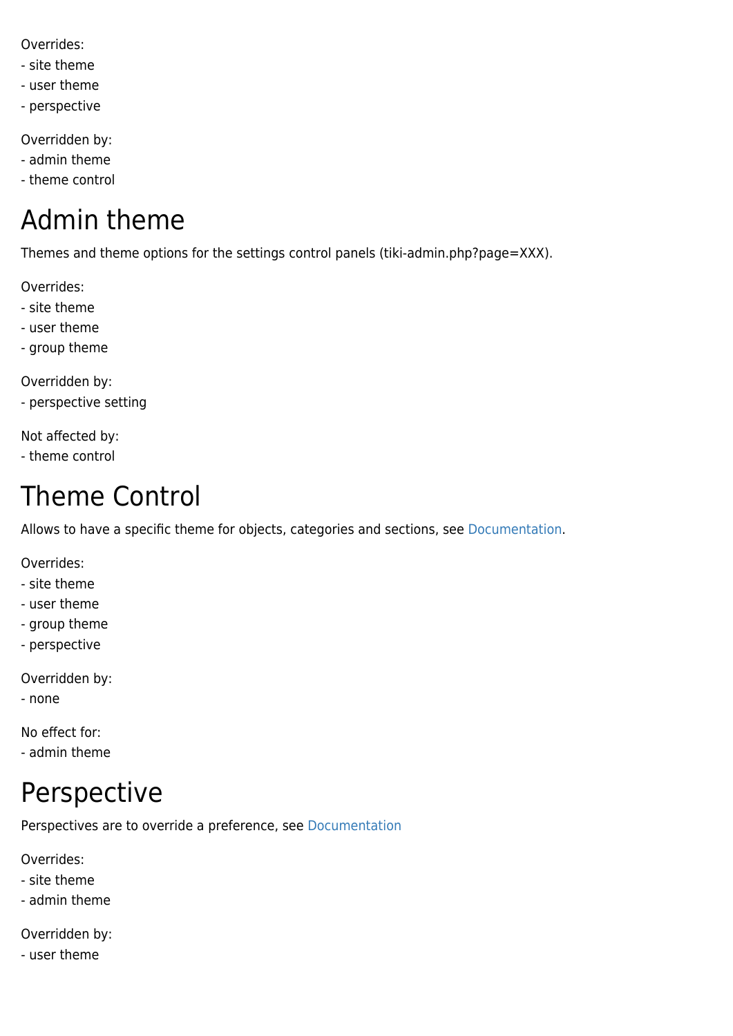Overrides:
- site theme
- user theme
- perspective

Overridden by:
- admin theme
- theme control

# Admin theme

Themes and theme options for the settings control panels (tiki-admin.php?page=XXX).

Overrides:
- site theme
- user theme
- group theme

Overridden by:
- perspective setting

Not affected by:
- theme control

# Theme Control

Allows to have a specific theme for objects, categories and sections, see Documentation.

Overrides:
- site theme
- user theme
- group theme
- perspective

Overridden by:
- none

No effect for:
- admin theme

# Perspective

Perspectives are to override a preference, see Documentation

Overrides:
- site theme
- admin theme

Overridden by:
- user theme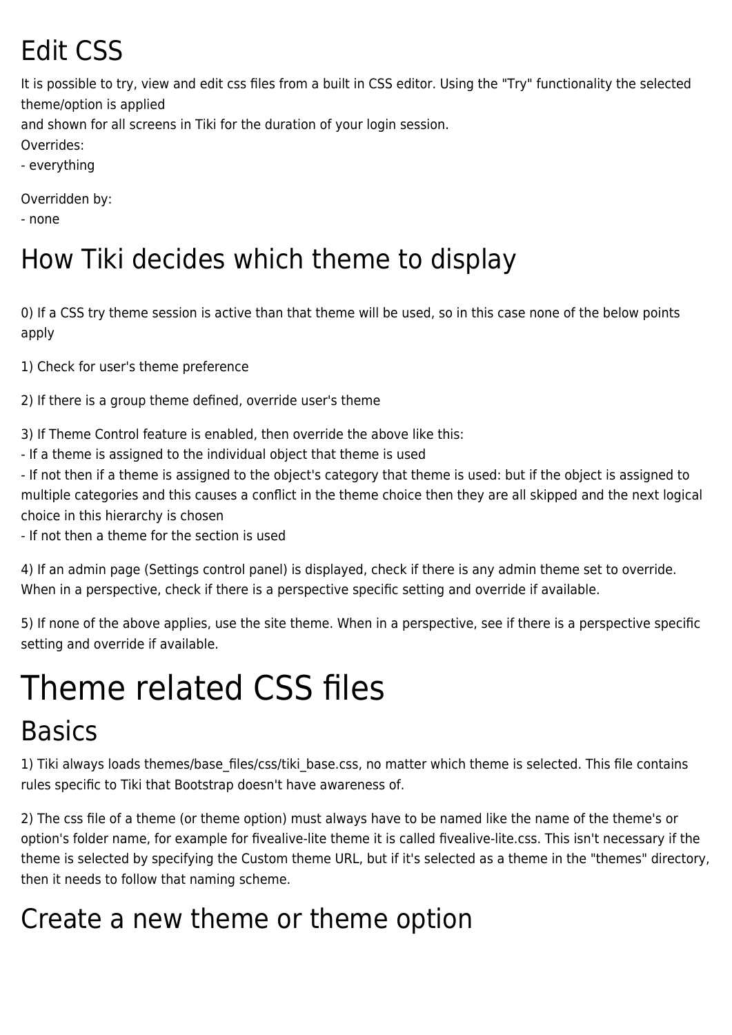## Edit CSS

It is possible to try, view and edit css files from a built in CSS editor. Using the "Try" functionality the selected theme/option is applied
and shown for all screens in Tiki for the duration of your login session.
Overrides:
- everything

Overridden by:
- none

## How Tiki decides which theme to display

0) If a CSS try theme session is active than that theme will be used, so in this case none of the below points apply

1) Check for user's theme preference

2) If there is a group theme defined, override user's theme

3) If Theme Control feature is enabled, then override the above like this:
- If a theme is assigned to the individual object that theme is used
- If not then if a theme is assigned to the object's category that theme is used: but if the object is assigned to multiple categories and this causes a conflict in the theme choice then they are all skipped and the next logical choice in this hierarchy is chosen
- If not then a theme for the section is used

4) If an admin page (Settings control panel) is displayed, check if there is any admin theme set to override. When in a perspective, check if there is a perspective specific setting and override if available.

5) If none of the above applies, use the site theme. When in a perspective, see if there is a perspective specific setting and override if available.

# Theme related CSS files

## Basics

1) Tiki always loads themes/base_files/css/tiki_base.css, no matter which theme is selected. This file contains rules specific to Tiki that Bootstrap doesn't have awareness of.

2) The css file of a theme (or theme option) must always have to be named like the name of the theme's or option's folder name, for example for fivealive-lite theme it is called fivealive-lite.css. This isn't necessary if the theme is selected by specifying the Custom theme URL, but if it's selected as a theme in the "themes" directory, then it needs to follow that naming scheme.

## Create a new theme or theme option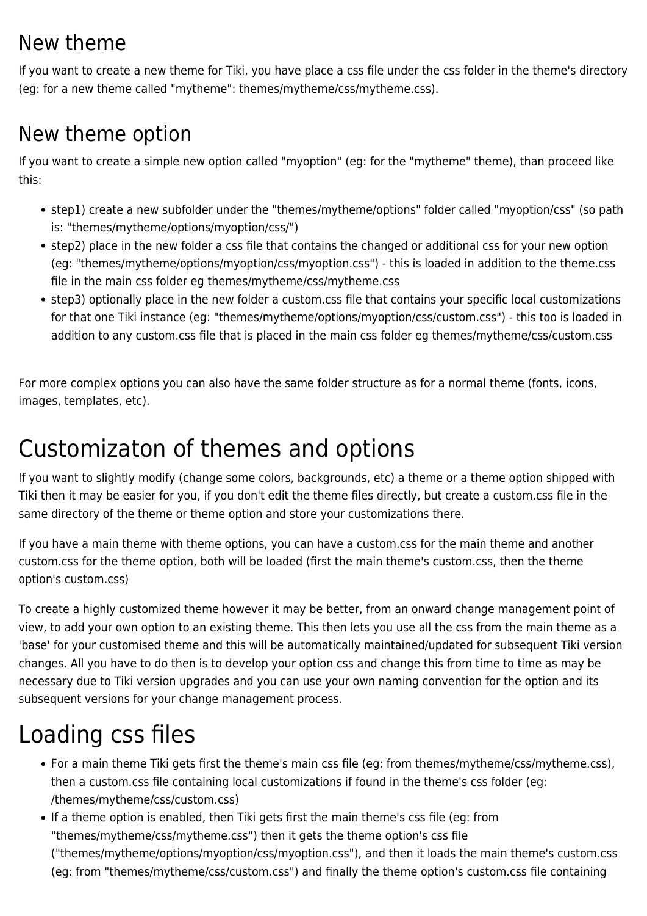## New theme

If you want to create a new theme for Tiki, you have place a css file under the css folder in the theme's directory (eg: for a new theme called "mytheme": themes/mytheme/css/mytheme.css).

## New theme option

If you want to create a simple new option called "myoption" (eg: for the "mytheme" theme), than proceed like this:

- step1) create a new subfolder under the "themes/mytheme/options" folder called "myoption/css" (so path is: "themes/mytheme/options/myoption/css/")
- step2) place in the new folder a css file that contains the changed or additional css for your new option (eg: "themes/mytheme/options/myoption/css/myoption.css") - this is loaded in addition to the theme.css file in the main css folder eg themes/mytheme/css/mytheme.css
- step3) optionally place in the new folder a custom.css file that contains your specific local customizations for that one Tiki instance (eg: "themes/mytheme/options/myoption/css/custom.css") - this too is loaded in addition to any custom.css file that is placed in the main css folder eg themes/mytheme/css/custom.css

For more complex options you can also have the same folder structure as for a normal theme (fonts, icons, images, templates, etc).

# Customizaton of themes and options

If you want to slightly modify (change some colors, backgrounds, etc) a theme or a theme option shipped with Tiki then it may be easier for you, if you don't edit the theme files directly, but create a custom.css file in the same directory of the theme or theme option and store your customizations there.

If you have a main theme with theme options, you can have a custom.css for the main theme and another custom.css for the theme option, both will be loaded (first the main theme's custom.css, then the theme option's custom.css)

To create a highly customized theme however it may be better, from an onward change management point of view, to add your own option to an existing theme. This then lets you use all the css from the main theme as a 'base' for your customised theme and this will be automatically maintained/updated for subsequent Tiki version changes. All you have to do then is to develop your option css and change this from time to time as may be necessary due to Tiki version upgrades and you can use your own naming convention for the option and its subsequent versions for your change management process.

# Loading css files

- For a main theme Tiki gets first the theme's main css file (eg: from themes/mytheme/css/mytheme.css), then a custom.css file containing local customizations if found in the theme's css folder (eg: /themes/mytheme/css/custom.css)
- If a theme option is enabled, then Tiki gets first the main theme's css file (eg: from "themes/mytheme/css/mytheme.css") then it gets the theme option's css file ("themes/mytheme/options/myoption/css/myoption.css"), and then it loads the main theme's custom.css (eg: from "themes/mytheme/css/custom.css") and finally the theme option's custom.css file containing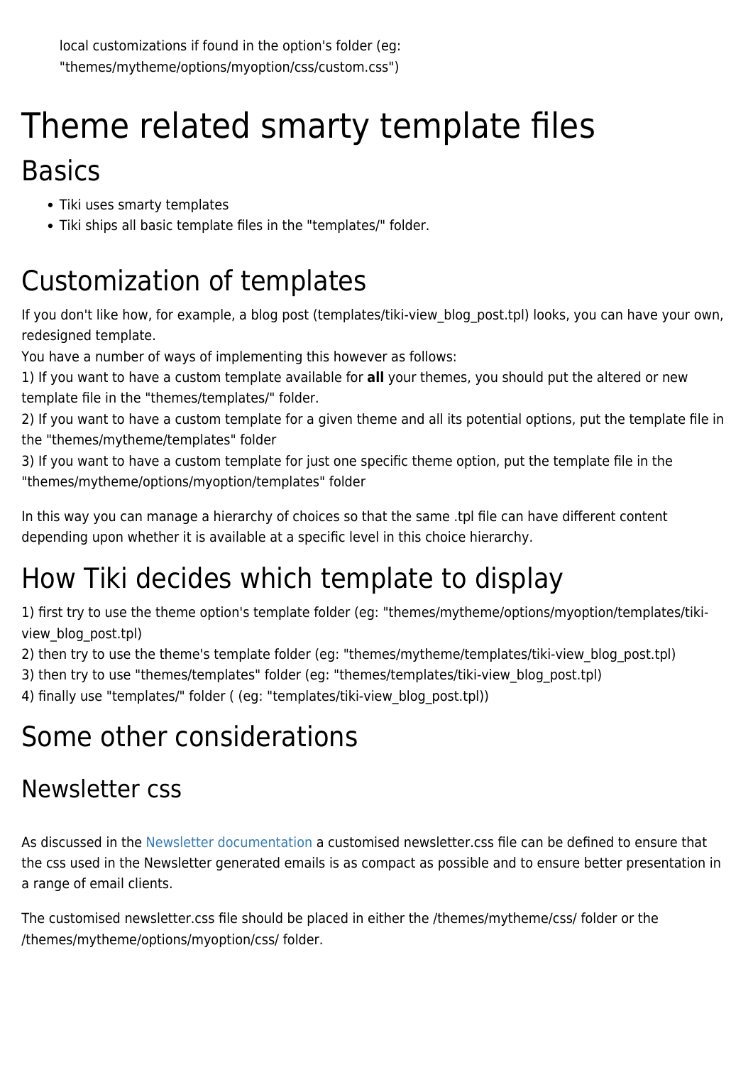local customizations if found in the option's folder (eg: "themes/mytheme/options/myoption/css/custom.css")

# Theme related smarty template files

## Basics

- Tiki uses smarty templates
- Tiki ships all basic template files in the "templates/" folder.

## Customization of templates

If you don't like how, for example, a blog post (templates/tiki-view_blog_post.tpl) looks, you can have your own, redesigned template.
You have a number of ways of implementing this however as follows:
1) If you want to have a custom template available for **all** your themes, you should put the altered or new template file in the "themes/templates/" folder.
2) If you want to have a custom template for a given theme and all its potential options, put the template file in the "themes/mytheme/templates" folder
3) If you want to have a custom template for just one specific theme option, put the template file in the "themes/mytheme/options/myoption/templates" folder

In this way you can manage a hierarchy of choices so that the same .tpl file can have different content depending upon whether it is available at a specific level in this choice hierarchy.

## How Tiki decides which template to display

1) first try to use the theme option's template folder (eg: "themes/mytheme/options/myoption/templates/tiki-view_blog_post.tpl)
2) then try to use the theme's template folder (eg: "themes/mytheme/templates/tiki-view_blog_post.tpl)
3) then try to use "themes/templates" folder (eg: "themes/templates/tiki-view_blog_post.tpl)
4) finally use "templates/" folder ( (eg: "templates/tiki-view_blog_post.tpl))

## Some other considerations

### Newsletter css

As discussed in the Newsletter documentation a customised newsletter.css file can be defined to ensure that the css used in the Newsletter generated emails is as compact as possible and to ensure better presentation in a range of email clients.

The customised newsletter.css file should be placed in either the /themes/mytheme/css/ folder or the /themes/mytheme/options/myoption/css/ folder.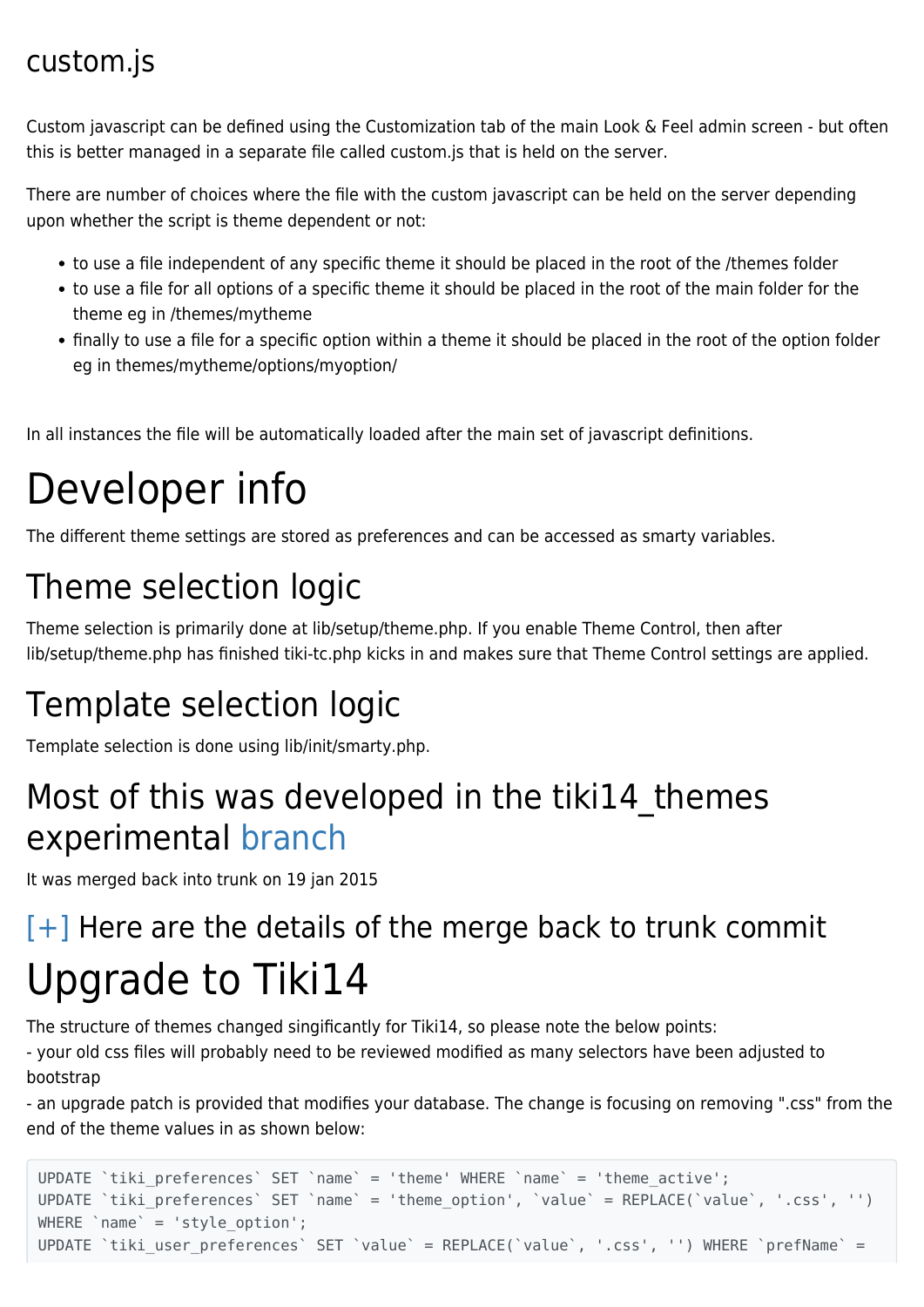## custom.js

Custom javascript can be defined using the Customization tab of the main Look & Feel admin screen - but often this is better managed in a separate file called custom.js that is held on the server.

There are number of choices where the file with the custom javascript can be held on the server depending upon whether the script is theme dependent or not:

- to use a file independent of any specific theme it should be placed in the root of the /themes folder
- to use a file for all options of a specific theme it should be placed in the root of the main folder for the theme eg in /themes/mytheme
- finally to use a file for a specific option within a theme it should be placed in the root of the option folder eg in themes/mytheme/options/myoption/

In all instances the file will be automatically loaded after the main set of javascript definitions.

# Developer info

The different theme settings are stored as preferences and can be accessed as smarty variables.

## Theme selection logic

Theme selection is primarily done at lib/setup/theme.php. If you enable Theme Control, then after lib/setup/theme.php has finished tiki-tc.php kicks in and makes sure that Theme Control settings are applied.

## Template selection logic

Template selection is done using lib/init/smarty.php.

## Most of this was developed in the tiki14_themes experimental branch

It was merged back into trunk on 19 jan 2015

## [+] Here are the details of the merge back to trunk commit

# Upgrade to Tiki14

The structure of themes changed singificantly for Tiki14, so please note the below points:
- your old css files will probably need to be reviewed modified as many selectors have been adjusted to bootstrap
- an upgrade patch is provided that modifies your database. The change is focusing on removing ".css" from the end of the theme values in as shown below:

```
UPDATE `tiki_preferences` SET `name` = 'theme' WHERE `name` = 'theme_active';
UPDATE `tiki_preferences` SET `name` = 'theme_option', `value` = REPLACE(`value`, '.css', '')
WHERE `name` = 'style_option';
UPDATE `tiki_user_preferences` SET `value` = REPLACE(`value`, '.css', '') WHERE `prefName` =
```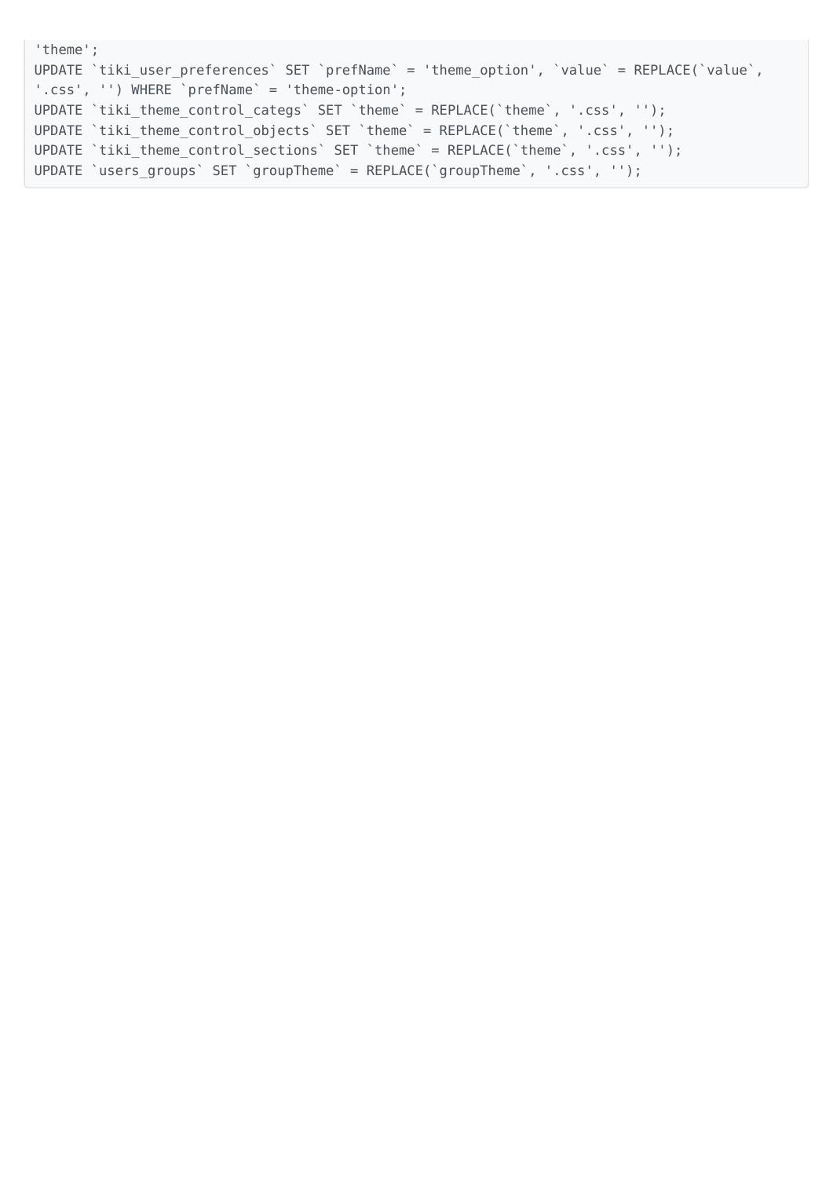```
'theme';
UPDATE `tiki_user_preferences` SET `prefName` = 'theme_option', `value` = REPLACE(`value`,
'.css', '') WHERE `prefName` = 'theme-option';
UPDATE `tiki_theme_control_categs` SET `theme` = REPLACE(`theme`, '.css', '');
UPDATE `tiki_theme_control_objects` SET `theme` = REPLACE(`theme`, '.css', '');
UPDATE `tiki_theme_control_sections` SET `theme` = REPLACE(`theme`, '.css', '');
UPDATE `users_groups` SET `groupTheme` = REPLACE(`groupTheme`, '.css', '');
```